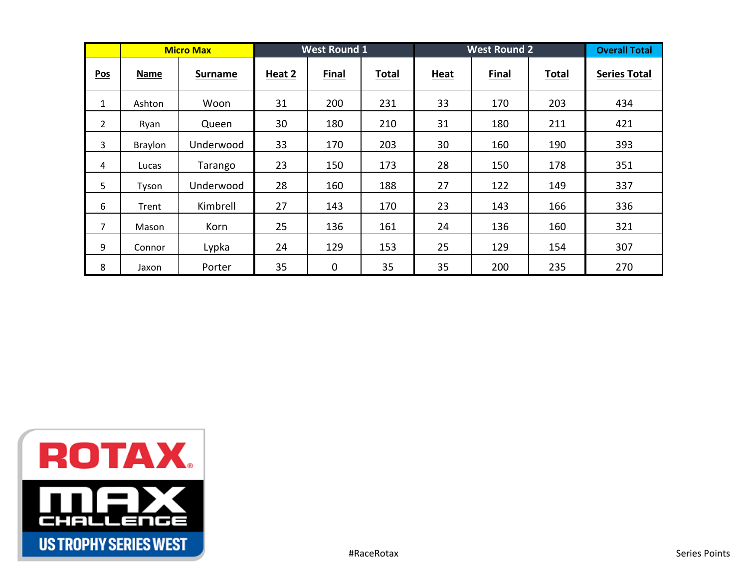| | Micro Max | | West Round 1 | | | West Round 2 | | | Overall Total |
|---|---|---|---|---|---|---|---|---|---|
| **Pos** | **Name** | **Surname** | **Heat 2** | **Final** | **Total** | **Heat** | **Final** | **Total** | **Series Total** |
| 1 | Ashton | Woon | 31 | 200 | 231 | 33 | 170 | 203 | 434 |
| 2 | Ryan | Queen | 30 | 180 | 210 | 31 | 180 | 211 | 421 |
| 3 | Braylon | Underwood | 33 | 170 | 203 | 30 | 160 | 190 | 393 |
| 4 | Lucas | Tarango | 23 | 150 | 173 | 28 | 150 | 178 | 351 |
| 5 | Tyson | Underwood | 28 | 160 | 188 | 27 | 122 | 149 | 337 |
| 6 | Trent | Kimbrell | 27 | 143 | 170 | 23 | 143 | 166 | 336 |
| 7 | Mason | Korn | 25 | 136 | 161 | 24 | 136 | 160 | 321 |
| 9 | Connor | Lypka | 24 | 129 | 153 | 25 | 129 | 154 | 307 |
| 8 | Jaxon | Porter | 35 | 0 | 35 | 35 | 200 | 235 | 270 |

ROTAX MAX CHALLENGE US TROPHY SERIES WEST

#RaceRotax

Series Points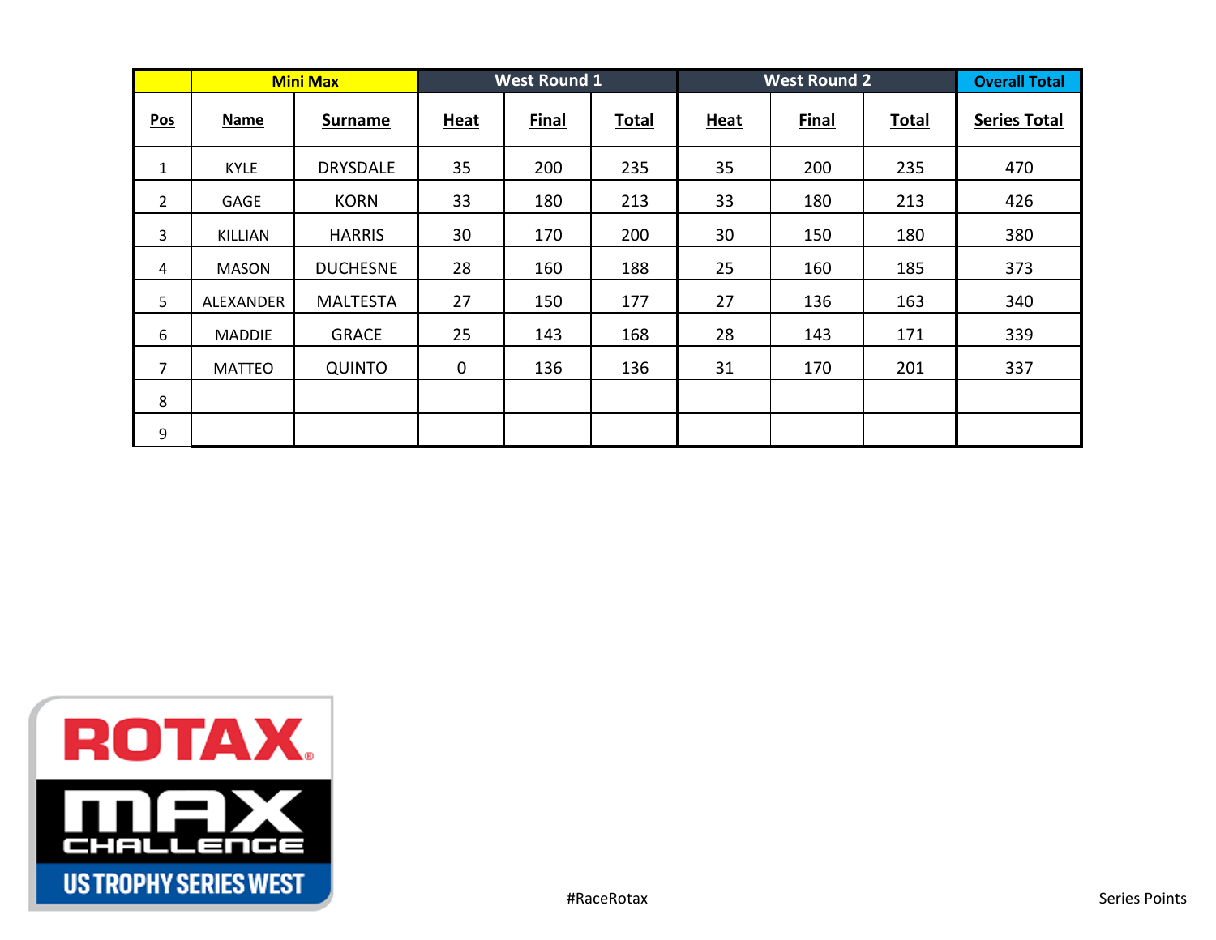| | Mini Max | | West Round 1 | | | West Round 2 | | | Overall Total |
|---|---|---|---|---|---|---|---|---|---|
| **Pos** | **Name** | **Surname** | **Heat** | **Final** | **Total** | **Heat** | **Final** | **Total** | **Series Total** |
| 1 | KYLE | DRYSDALE | 35 | 200 | 235 | 35 | 200 | 235 | 470 |
| 2 | GAGE | KORN | 33 | 180 | 213 | 33 | 180 | 213 | 426 |
| 3 | KILLIAN | HARRIS | 30 | 170 | 200 | 30 | 150 | 180 | 380 |
| 4 | MASON | DUCHESNE | 28 | 160 | 188 | 25 | 160 | 185 | 373 |
| 5 | ALEXANDER | MALTESTA | 27 | 150 | 177 | 27 | 136 | 163 | 340 |
| 6 | MADDIE | GRACE | 25 | 143 | 168 | 28 | 143 | 171 | 339 |
| 7 | MATTEO | QUINTO | 0 | 136 | 136 | 31 | 170 | 201 | 337 |
| 8 | | | | | | | | | |
| 9 | | | | | | | | | |

ROTAX MAX CHALLENGE US TROPHY SERIES WEST

#RaceRotax

Series Points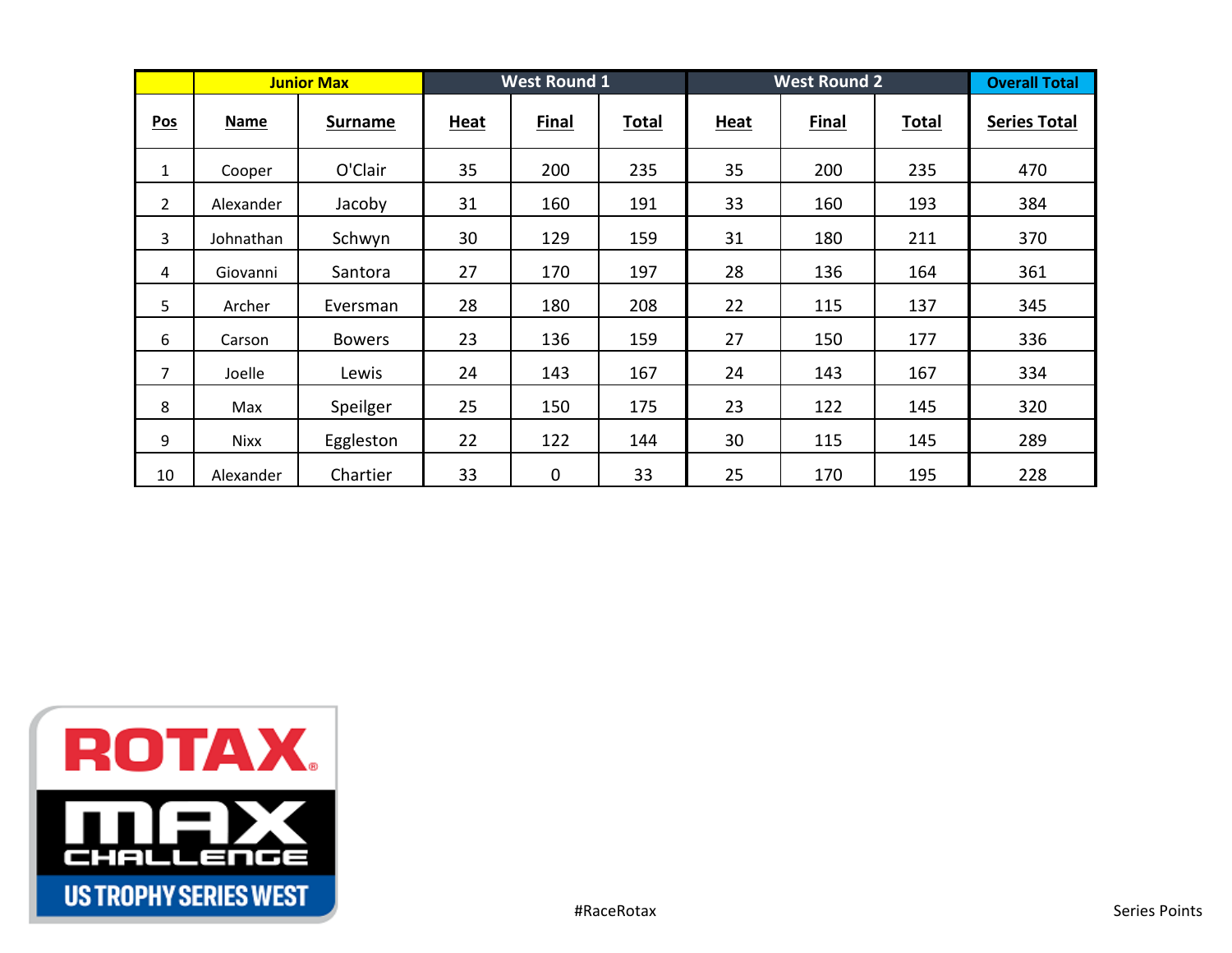| | Junior Max | | West Round 1 | | | West Round 2 | | | Overall Total |
|---|---|---|---|---|---|---|---|---|---|
| **Pos** | **Name** | **Surname** | **Heat** | **Final** | **Total** | **Heat** | **Final** | **Total** | **Series Total** |
| 1 | Cooper | O'Clair | 35 | 200 | 235 | 35 | 200 | 235 | 470 |
| 2 | Alexander | Jacoby | 31 | 160 | 191 | 33 | 160 | 193 | 384 |
| 3 | Johnathan | Schwyn | 30 | 129 | 159 | 31 | 180 | 211 | 370 |
| 4 | Giovanni | Santora | 27 | 170 | 197 | 28 | 136 | 164 | 361 |
| 5 | Archer | Eversman | 28 | 180 | 208 | 22 | 115 | 137 | 345 |
| 6 | Carson | Bowers | 23 | 136 | 159 | 27 | 150 | 177 | 336 |
| 7 | Joelle | Lewis | 24 | 143 | 167 | 24 | 143 | 167 | 334 |
| 8 | Max | Speilger | 25 | 150 | 175 | 23 | 122 | 145 | 320 |
| 9 | Nixx | Eggleston | 22 | 122 | 144 | 30 | 115 | 145 | 289 |
| 10 | Alexander | Chartier | 33 | 0 | 33 | 25 | 170 | 195 | 228 |

ROTAX MAX CHALLENGE US TROPHY SERIES WEST

#RaceRotax

Series Points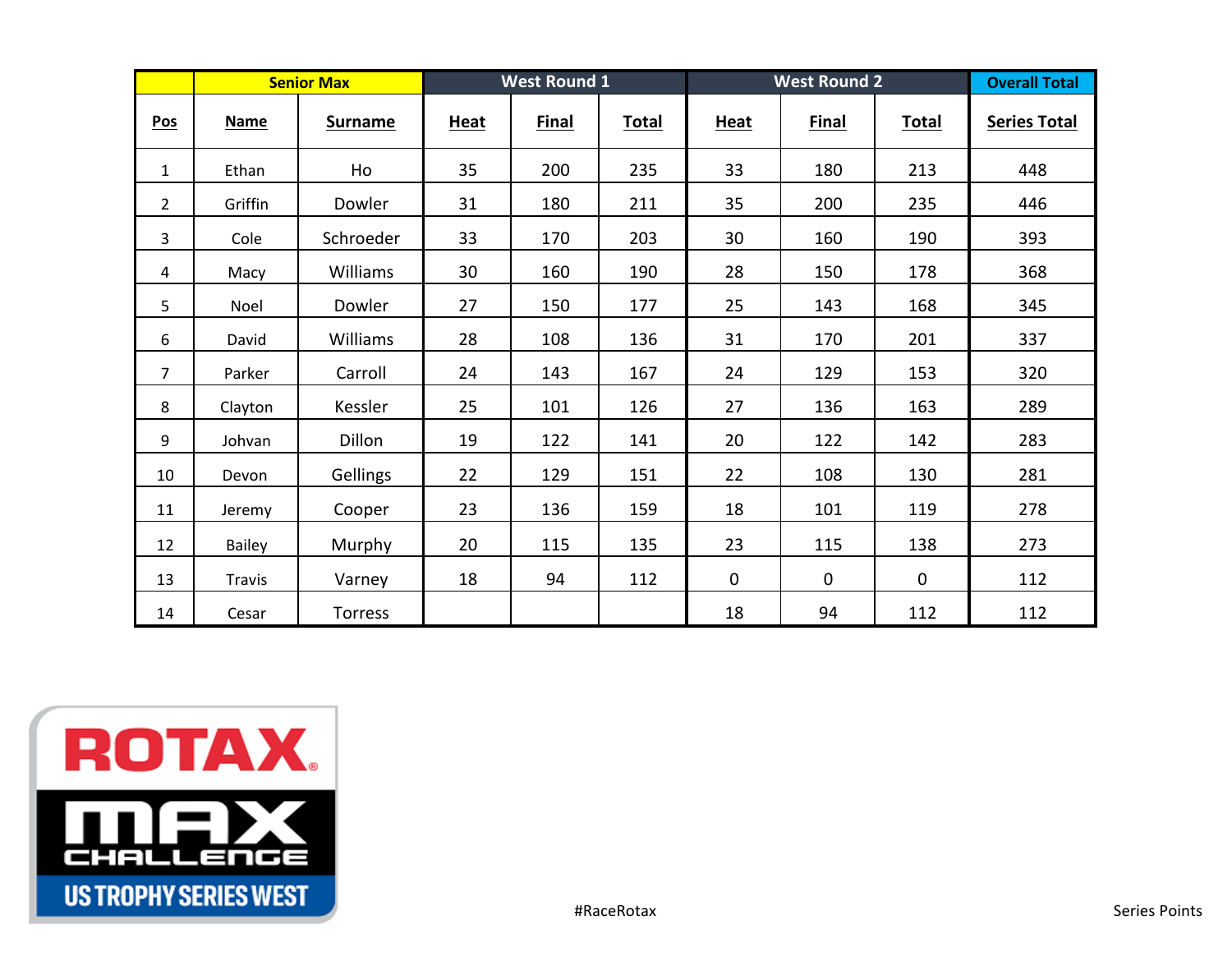| Senior Max | | | West Round 1 | | | West Round 2 | | | Overall Total |
|---|---|---|---|---|---|---|---|---|---|
| **Pos** | **Name** | **Surname** | **Heat** | **Final** | **Total** | **Heat** | **Final** | **Total** | **Series Total** |
| 1 | Ethan | Ho | 35 | 200 | 235 | 33 | 180 | 213 | 448 |
| 2 | Griffin | Dowler | 31 | 180 | 211 | 35 | 200 | 235 | 446 |
| 3 | Cole | Schroeder | 33 | 170 | 203 | 30 | 160 | 190 | 393 |
| 4 | Macy | Williams | 30 | 160 | 190 | 28 | 150 | 178 | 368 |
| 5 | Noel | Dowler | 27 | 150 | 177 | 25 | 143 | 168 | 345 |
| 6 | David | Williams | 28 | 108 | 136 | 31 | 170 | 201 | 337 |
| 7 | Parker | Carroll | 24 | 143 | 167 | 24 | 129 | 153 | 320 |
| 8 | Clayton | Kessler | 25 | 101 | 126 | 27 | 136 | 163 | 289 |
| 9 | Johvan | Dillon | 19 | 122 | 141 | 20 | 122 | 142 | 283 |
| 10 | Devon | Gellings | 22 | 129 | 151 | 22 | 108 | 130 | 281 |
| 11 | Jeremy | Cooper | 23 | 136 | 159 | 18 | 101 | 119 | 278 |
| 12 | Bailey | Murphy | 20 | 115 | 135 | 23 | 115 | 138 | 273 |
| 13 | Travis | Varney | 18 | 94 | 112 | 0 | 0 | 0 | 112 |
| 14 | Cesar | Torress | | | | 18 | 94 | 112 | 112 |

ROTAX MAX CHALLENGE US TROPHY SERIES WEST

#RaceRotax

Series Points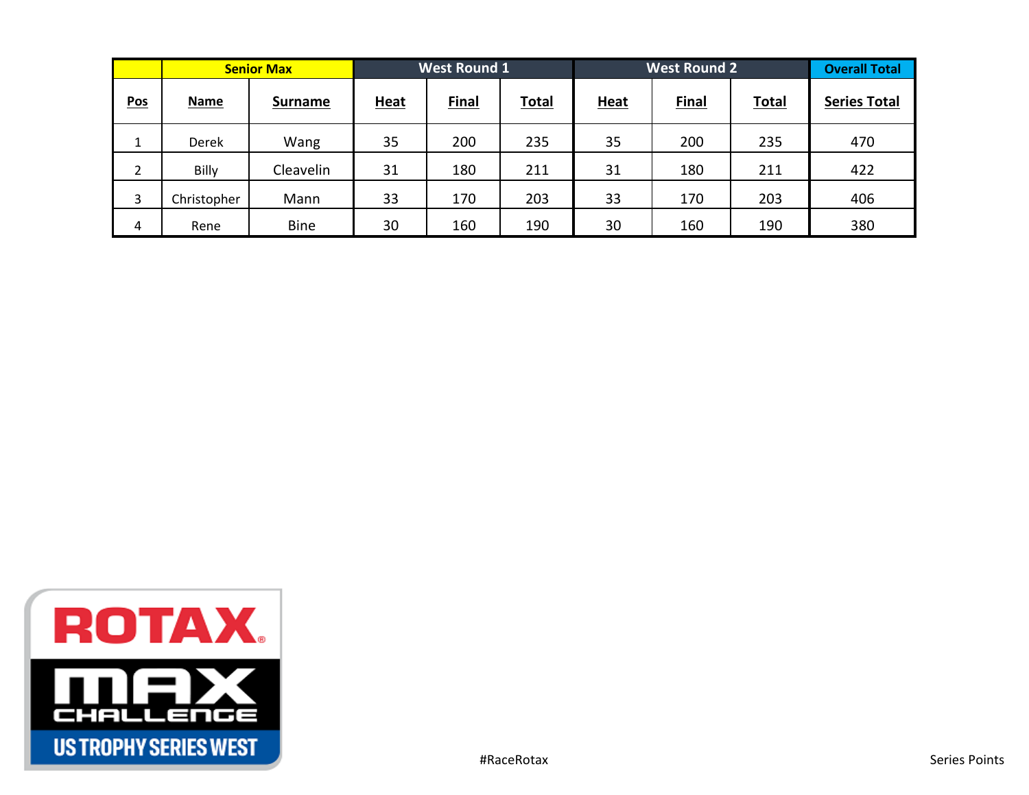| | Senior Max | | West Round 1 | | | West Round 2 | | | Overall Total |
|---|---|---|---|---|---|---|---|---|---|
| **Pos** | **Name** | **Surname** | **Heat** | **Final** | **Total** | **Heat** | **Final** | **Total** | **Series Total** |
| 1 | Derek | Wang | 35 | 200 | 235 | 35 | 200 | 235 | 470 |
| 2 | Billy | Cleavelin | 31 | 180 | 211 | 31 | 180 | 211 | 422 |
| 3 | Christopher | Mann | 33 | 170 | 203 | 33 | 170 | 203 | 406 |
| 4 | Rene | Bine | 30 | 160 | 190 | 30 | 160 | 190 | 380 |

ROTAX MAX CHALLENGE US TROPHY SERIES WEST

#RaceRotax

Series Points